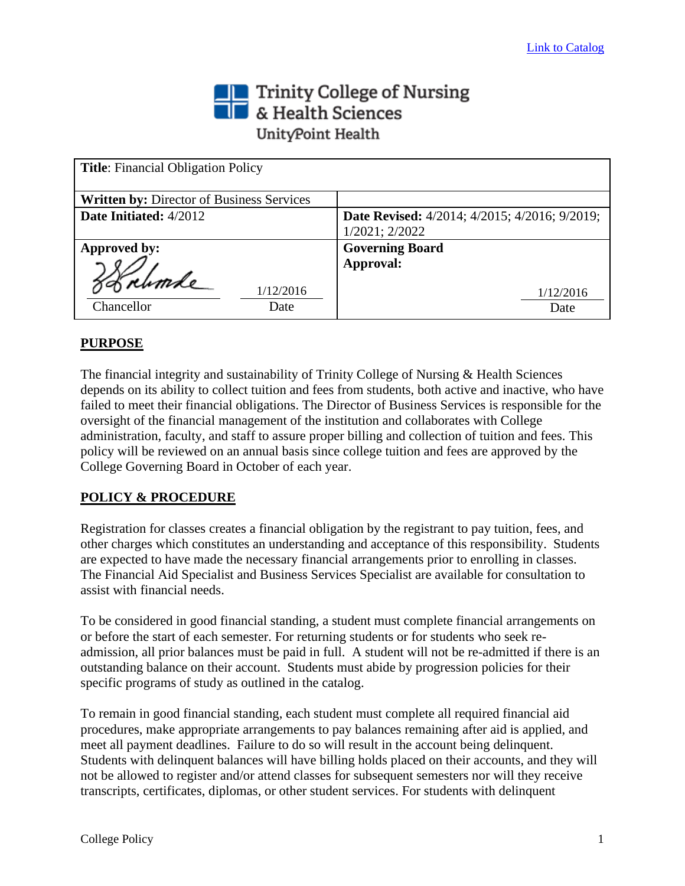Link to Catalog

Trinity College of Nursing & Health Sciences
UnityPoint Health

| **Title**: Financial Obligation Policy | |
|---|---|
| **Written by:** Director of Business Services | |
| **Date Initiated:** 4/2012 | **Date Revised:** 4/2014; 4/2015; 4/2016; 9/2019; 1/2021; 2/2022 |
| **Approved by:** Chancellor 1/12/2016 Date | **Governing Board Approval:** 1/12/2016 Date |

## PURPOSE

The financial integrity and sustainability of Trinity College of Nursing & Health Sciences depends on its ability to collect tuition and fees from students, both active and inactive, who have failed to meet their financial obligations. The Director of Business Services is responsible for the oversight of the financial management of the institution and collaborates with College administration, faculty, and staff to assure proper billing and collection of tuition and fees. This policy will be reviewed on an annual basis since college tuition and fees are approved by the College Governing Board in October of each year.

## POLICY & PROCEDURE

Registration for classes creates a financial obligation by the registrant to pay tuition, fees, and other charges which constitutes an understanding and acceptance of this responsibility. Students are expected to have made the necessary financial arrangements prior to enrolling in classes. The Financial Aid Specialist and Business Services Specialist are available for consultation to assist with financial needs.

To be considered in good financial standing, a student must complete financial arrangements on or before the start of each semester. For returning students or for students who seek re-admission, all prior balances must be paid in full. A student will not be re-admitted if there is an outstanding balance on their account. Students must abide by progression policies for their specific programs of study as outlined in the catalog.

To remain in good financial standing, each student must complete all required financial aid procedures, make appropriate arrangements to pay balances remaining after aid is applied, and meet all payment deadlines. Failure to do so will result in the account being delinquent. Students with delinquent balances will have billing holds placed on their accounts, and they will not be allowed to register and/or attend classes for subsequent semesters nor will they receive transcripts, certificates, diplomas, or other student services. For students with delinquent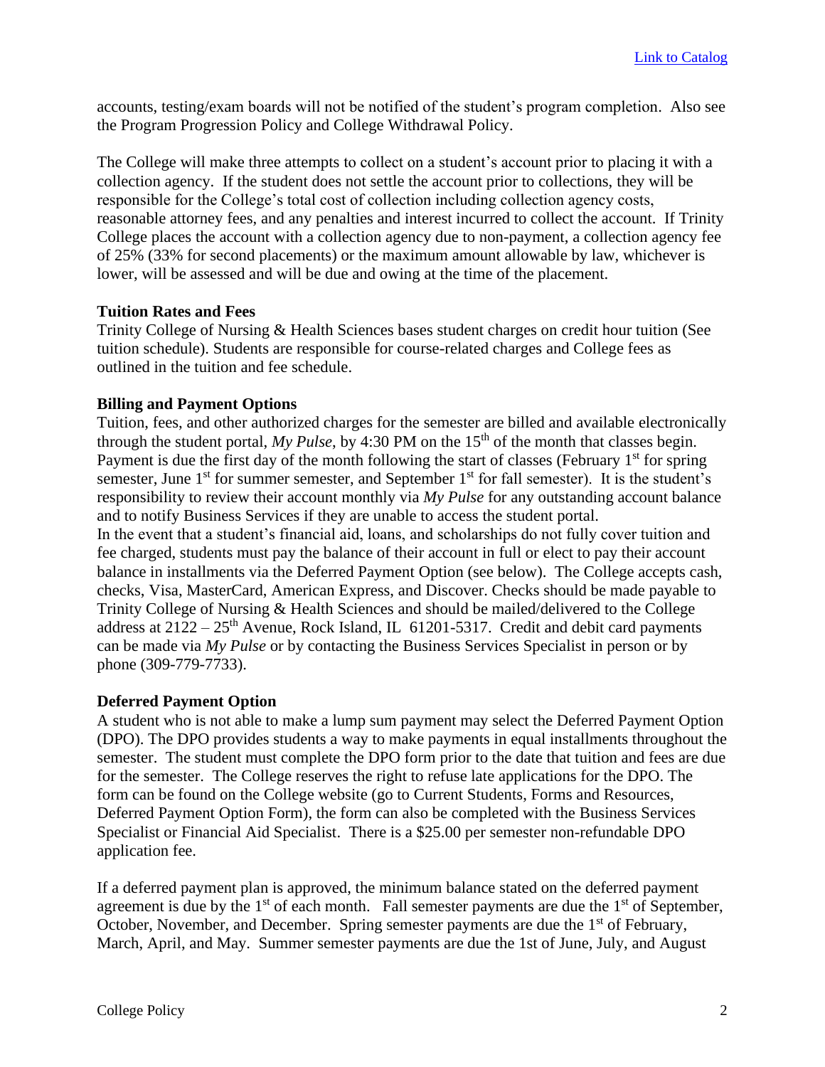accounts, testing/exam boards will not be notified of the student's program completion. Also see the Program Progression Policy and College Withdrawal Policy.

The College will make three attempts to collect on a student's account prior to placing it with a collection agency. If the student does not settle the account prior to collections, they will be responsible for the College's total cost of collection including collection agency costs, reasonable attorney fees, and any penalties and interest incurred to collect the account. If Trinity College places the account with a collection agency due to non-payment, a collection agency fee of 25% (33% for second placements) or the maximum amount allowable by law, whichever is lower, will be assessed and will be due and owing at the time of the placement.

**Tuition Rates and Fees**

Trinity College of Nursing & Health Sciences bases student charges on credit hour tuition (See tuition schedule). Students are responsible for course-related charges and College fees as outlined in the tuition and fee schedule.

**Billing and Payment Options**

Tuition, fees, and other authorized charges for the semester are billed and available electronically through the student portal, *My Pulse*, by 4:30 PM on the 15th of the month that classes begin. Payment is due the first day of the month following the start of classes (February 1st for spring semester, June 1st for summer semester, and September 1st for fall semester). It is the student's responsibility to review their account monthly via *My Pulse* for any outstanding account balance and to notify Business Services if they are unable to access the student portal.

In the event that a student's financial aid, loans, and scholarships do not fully cover tuition and fee charged, students must pay the balance of their account in full or elect to pay their account balance in installments via the Deferred Payment Option (see below). The College accepts cash, checks, Visa, MasterCard, American Express, and Discover. Checks should be made payable to Trinity College of Nursing & Health Sciences and should be mailed/delivered to the College address at 2122 – 25th Avenue, Rock Island, IL 61201-5317. Credit and debit card payments can be made via *My Pulse* or by contacting the Business Services Specialist in person or by phone (309-779-7733).

**Deferred Payment Option**

A student who is not able to make a lump sum payment may select the Deferred Payment Option (DPO). The DPO provides students a way to make payments in equal installments throughout the semester. The student must complete the DPO form prior to the date that tuition and fees are due for the semester. The College reserves the right to refuse late applications for the DPO. The form can be found on the College website (go to Current Students, Forms and Resources, Deferred Payment Option Form), the form can also be completed with the Business Services Specialist or Financial Aid Specialist. There is a $25.00 per semester non-refundable DPO application fee.

If a deferred payment plan is approved, the minimum balance stated on the deferred payment agreement is due by the 1st of each month. Fall semester payments are due the 1st of September, October, November, and December. Spring semester payments are due the 1st of February, March, April, and May. Summer semester payments are due the 1st of June, July, and August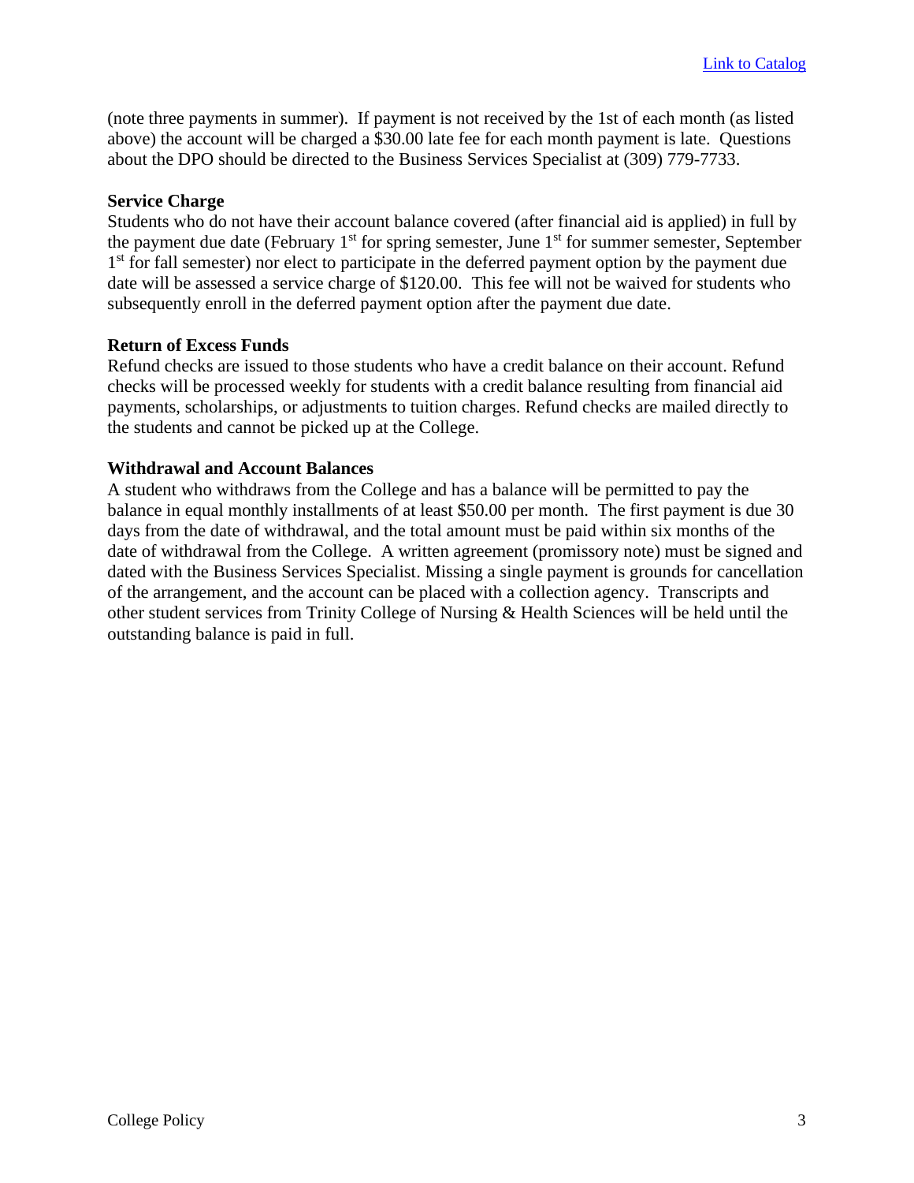(note three payments in summer). If payment is not received by the 1st of each month (as listed above) the account will be charged a $30.00 late fee for each month payment is late. Questions about the DPO should be directed to the Business Services Specialist at (309) 779-7733.

**Service Charge**

Students who do not have their account balance covered (after financial aid is applied) in full by the payment due date (February 1st for spring semester, June 1st for summer semester, September 1st for fall semester) nor elect to participate in the deferred payment option by the payment due date will be assessed a service charge of $120.00. This fee will not be waived for students who subsequently enroll in the deferred payment option after the payment due date.

**Return of Excess Funds**

Refund checks are issued to those students who have a credit balance on their account. Refund checks will be processed weekly for students with a credit balance resulting from financial aid payments, scholarships, or adjustments to tuition charges. Refund checks are mailed directly to the students and cannot be picked up at the College.

**Withdrawal and Account Balances**

A student who withdraws from the College and has a balance will be permitted to pay the balance in equal monthly installments of at least $50.00 per month. The first payment is due 30 days from the date of withdrawal, and the total amount must be paid within six months of the date of withdrawal from the College. A written agreement (promissory note) must be signed and dated with the Business Services Specialist. Missing a single payment is grounds for cancellation of the arrangement, and the account can be placed with a collection agency. Transcripts and other student services from Trinity College of Nursing & Health Sciences will be held until the outstanding balance is paid in full.